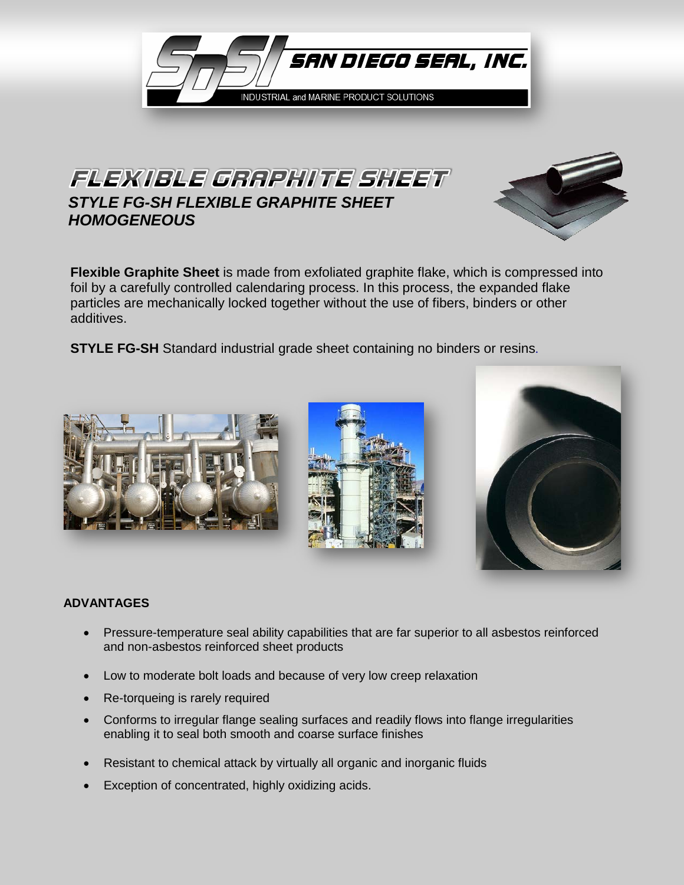SAN DIEGO SEAL, INC.

INDUSTRIAL and MARINE PRODUCT SOLUTIONS

# FLEXIBLE GRAPHITE SHEET

## *STYLE FG-SH FLEXIBLE GRAPHITE SHEET HOMOGENEOUS*

**Flexible Graphite Sheet** is made from exfoliated graphite flake, which is compressed into foil by a carefully controlled calendaring process. In this process, the expanded flake particles are mechanically locked together without the use of fibers, binders or other additives.

**STYLE FG-SH** Standard industrial grade sheet containing no binders or resins.

### ADVANTAGES

- Pressure-temperature seal ability capabilities that are far superior to all asbestos reinforced and non-asbestos reinforced sheet products
- Low to moderate bolt loads and because of very low creep relaxation
- Re-torqueing is rarely required
- Conforms to irregular flange sealing surfaces and readily flows into flange irregularities enabling it to seal both smooth and coarse surface finishes
- Resistant to chemical attack by virtually all organic and inorganic fluids
- Exception of concentrated, highly oxidizing acids.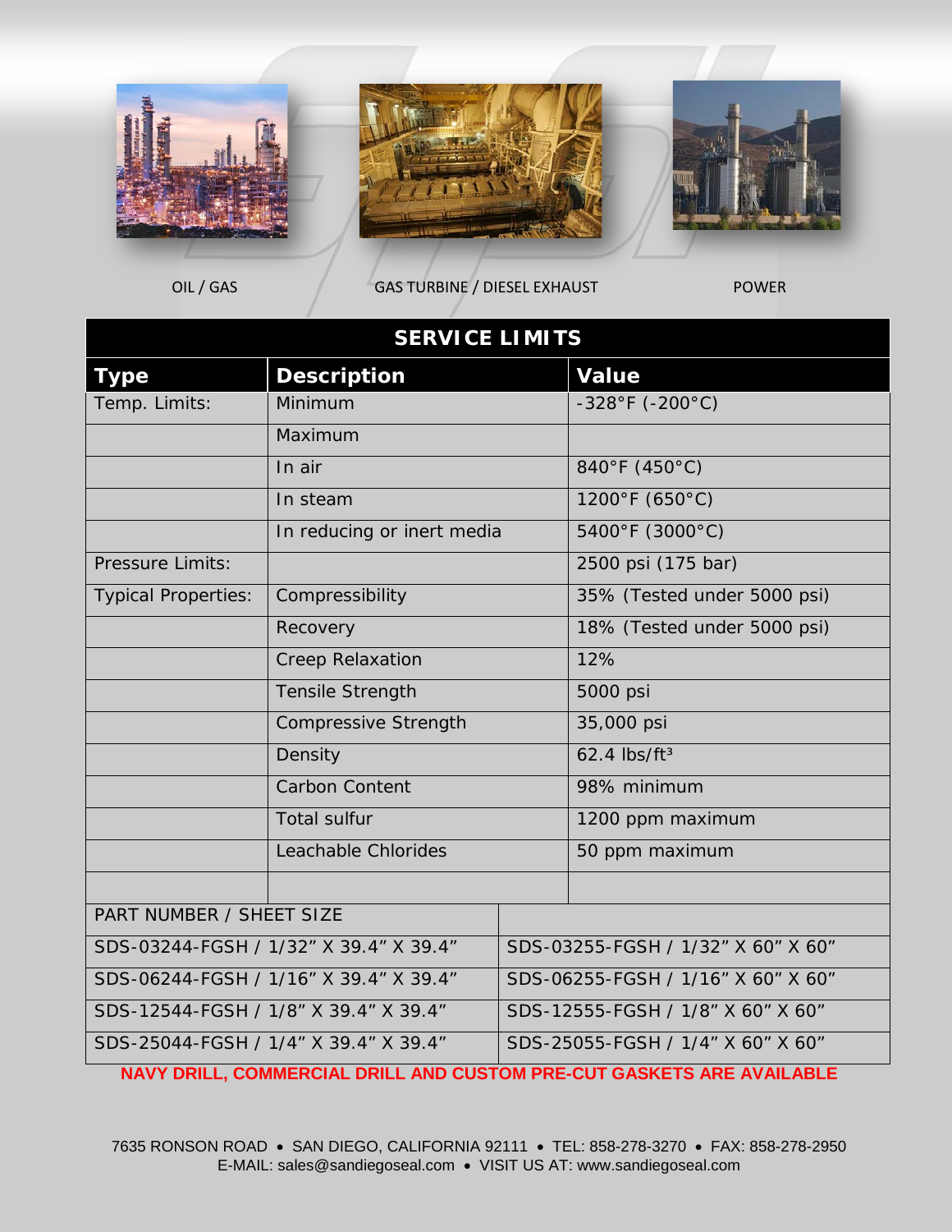OIL / GAS

GAS TURBINE / DIESEL EXHAUST

POWER

| SERVICE LIMITS | | |
|---|---|---|
| **Type** | **Description** | **Value** |
| Temp. Limits: | Minimum | -328°F (-200°C) |
| | Maximum | |
| | In air | 840°F (450°C) |
| | In steam | 1200°F (650°C) |
| | In reducing or inert media | 5400°F (3000°C) |
| Pressure Limits: | | 2500 psi (175 bar) |
| Typical Properties: | Compressibility | 35% (Tested under 5000 psi) |
| | Recovery | 18% (Tested under 5000 psi) |
| | Creep Relaxation | 12% |
| | Tensile Strength | 5000 psi |
| | Compressive Strength | 35,000 psi |
| | Density | 62.4 lbs/ft$^3$ |
| | Carbon Content | 98% minimum |
| | Total sulfur | 1200 ppm maximum |
| | Leachable Chlorides | 50 ppm maximum |

| PART NUMBER / SHEET SIZE | |
|---|---|
| SDS-03244-FGSH / 1/32" X 39.4" X 39.4" | SDS-03255-FGSH / 1/32" X 60" X 60" |
| SDS-06244-FGSH / 1/16" X 39.4" X 39.4" | SDS-06255-FGSH / 1/16" X 60" X 60" |
| SDS-12544-FGSH / 1/8" X 39.4" X 39.4" | SDS-12555-FGSH / 1/8" X 60" X 60" |
| SDS-25044-FGSH / 1/4" X 39.4" X 39.4" | SDS-25055-FGSH / 1/4" X 60" X 60" |

**NAVY DRILL, COMMERCIAL DRILL AND CUSTOM PRE-CUT GASKETS ARE AVAILABLE**

7635 RONSON ROAD • SAN DIEGO, CALIFORNIA 92111 • TEL: 858-278-3270 • FAX: 858-278-2950
E-MAIL: sales@sandiegoseal.com • VISIT US AT: www.sandiegoseal.com